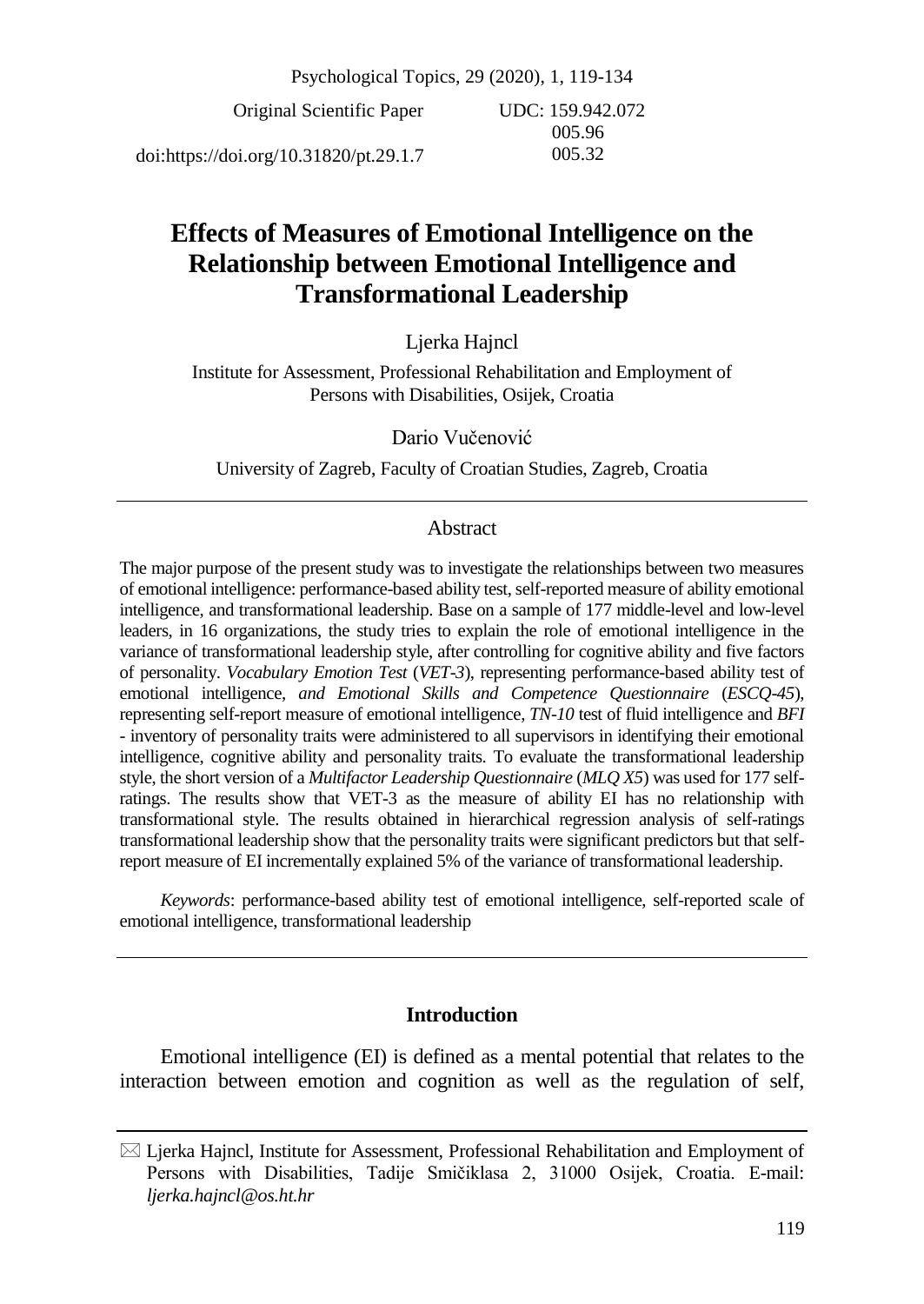Original Scientific Paper

UDC: 159.942.072
005.96
005.32

doi:https://doi.org/10.31820/pt.29.1.7

# Effects of Measures of Emotional Intelligence on the Relationship between Emotional Intelligence and Transformational Leadership

Ljerka Hajncl

Institute for Assessment, Professional Rehabilitation and Employment of Persons with Disabilities, Osijek, Croatia

Dario Vučenović

University of Zagreb, Faculty of Croatian Studies, Zagreb, Croatia

## Abstract

The major purpose of the present study was to investigate the relationships between two measures of emotional intelligence: performance-based ability test, self-reported measure of ability emotional intelligence, and transformational leadership. Base on a sample of 177 middle-level and low-level leaders, in 16 organizations, the study tries to explain the role of emotional intelligence in the variance of transformational leadership style, after controlling for cognitive ability and five factors of personality. *Vocabulary Emotion Test* (*VET-3*), representing performance-based ability test of emotional intelligence, *and Emotional Skills and Competence Questionnaire* (*ESCQ-45*), representing self-report measure of emotional intelligence, *TN-10* test of fluid intelligence and *BFI* - inventory of personality traits were administered to all supervisors in identifying their emotional intelligence, cognitive ability and personality traits. To evaluate the transformational leadership style, the short version of a *Multifactor Leadership Questionnaire* (*MLQ X5*) was used for 177 self-ratings. The results show that VET-3 as the measure of ability EI has no relationship with transformational style. The results obtained in hierarchical regression analysis of self-ratings transformational leadership show that the personality traits were significant predictors but that self-report measure of EI incrementally explained 5% of the variance of transformational leadership.

*Keywords*: performance-based ability test of emotional intelligence, self-reported scale of emotional intelligence, transformational leadership

## Introduction

Emotional intelligence (EI) is defined as a mental potential that relates to the interaction between emotion and cognition as well as the regulation of self,

---

✉ Ljerka Hajncl, Institute for Assessment, Professional Rehabilitation and Employment of Persons with Disabilities, Tadije Smičiklasa 2, 31000 Osijek, Croatia. E-mail: *ljerka.hajncl@os.ht.hr*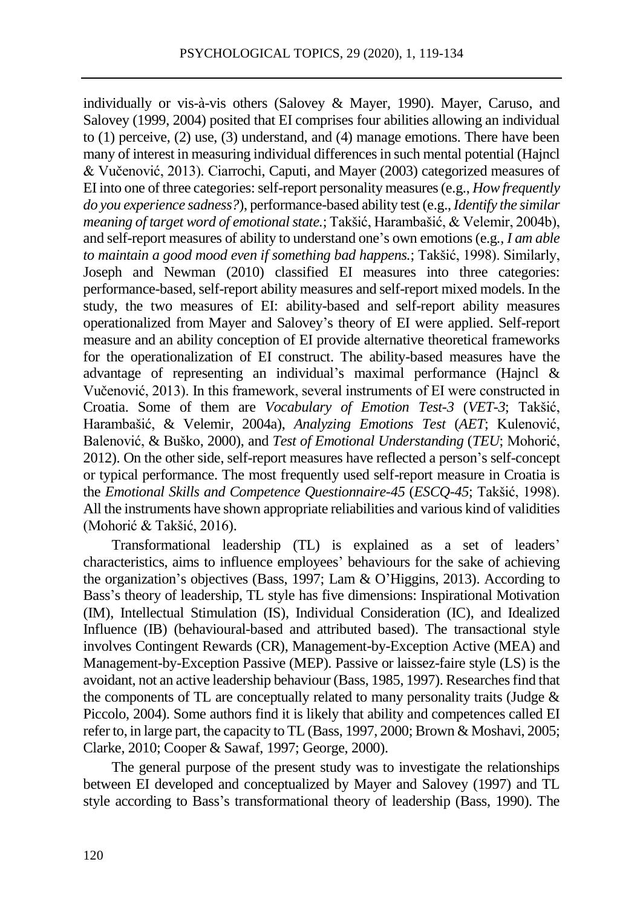individually or vis-à-vis others (Salovey & Mayer, 1990). Mayer, Caruso, and Salovey (1999, 2004) posited that EI comprises four abilities allowing an individual to (1) perceive, (2) use, (3) understand, and (4) manage emotions. There have been many of interest in measuring individual differences in such mental potential (Hajncl & Vučenović, 2013). Ciarrochi, Caputi, and Mayer (2003) categorized measures of EI into one of three categories: self-report personality measures (e.g., *How frequently do you experience sadness?*), performance-based ability test (e.g., *Identify the similar meaning of target word of emotional state.*; Takšić, Harambašić, & Velemir, 2004b), and self-report measures of ability to understand one's own emotions (e.g*., I am able to maintain a good mood even if something bad happens.*; Takšić, 1998). Similarly, Joseph and Newman (2010) classified EI measures into three categories: performance-based, self-report ability measures and self-report mixed models. In the study, the two measures of EI: ability-based and self-report ability measures operationalized from Mayer and Salovey's theory of EI were applied. Self-report measure and an ability conception of EI provide alternative theoretical frameworks for the operationalization of EI construct. The ability-based measures have the advantage of representing an individual's maximal performance (Hajncl & Vučenović, 2013). In this framework, several instruments of EI were constructed in Croatia. Some of them are *Vocabulary of Emotion Test-3* (*VET-3*; Takšić, Harambašić, & Velemir, 2004a), *Analyzing Emotions Test* (*AET*; Kulenović, Balenović, & Buško, 2000), and *Test of Emotional Understanding* (*TEU*; Mohorić, 2012). On the other side, self-report measures have reflected a person's self-concept or typical performance. The most frequently used self-report measure in Croatia is the *Emotional Skills and Competence Questionnaire-45* (*ESCQ-45*; Takšić, 1998). All the instruments have shown appropriate reliabilities and various kind of validities (Mohorić & Takšić, 2016).

Transformational leadership (TL) is explained as a set of leaders' characteristics, aims to influence employees' behaviours for the sake of achieving the organization's objectives (Bass, 1997; Lam & O'Higgins, 2013). According to Bass's theory of leadership, TL style has five dimensions: Inspirational Motivation (IM), Intellectual Stimulation (IS), Individual Consideration (IC), and Idealized Influence (IB) (behavioural-based and attributed based). The transactional style involves Contingent Rewards (CR), Management-by-Exception Active (MEA) and Management-by-Exception Passive (MEP). Passive or laissez-faire style (LS) is the avoidant, not an active leadership behaviour (Bass, 1985, 1997). Researches find that the components of TL are conceptually related to many personality traits (Judge & Piccolo, 2004). Some authors find it is likely that ability and competences called EI refer to, in large part, the capacity to TL (Bass, 1997, 2000; Brown & Moshavi, 2005; Clarke, 2010; Cooper & Sawaf, 1997; George, 2000).

The general purpose of the present study was to investigate the relationships between EI developed and conceptualized by Mayer and Salovey (1997) and TL style according to Bass's transformational theory of leadership (Bass, 1990). The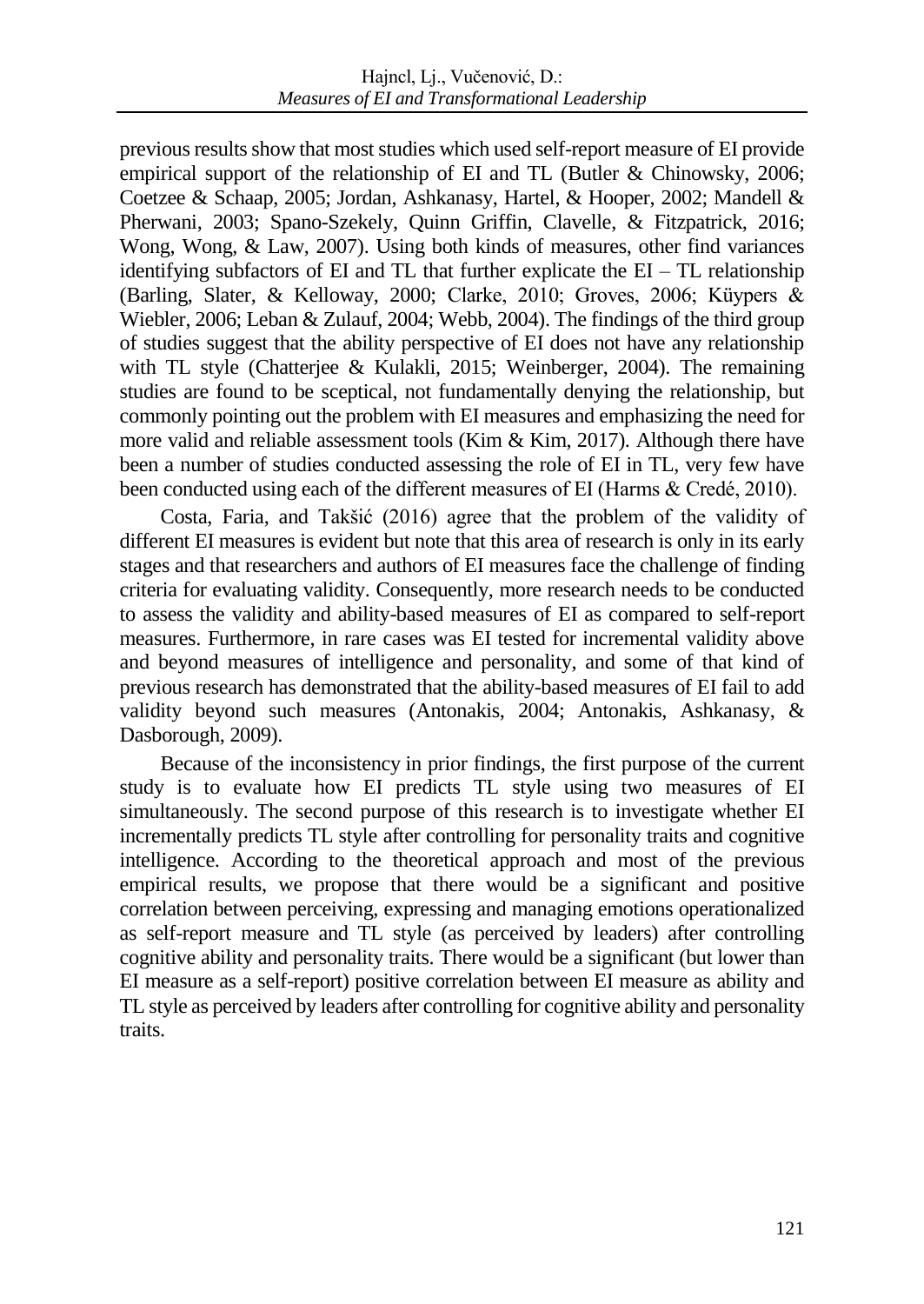previous results show that most studies which used self-report measure of EI provide empirical support of the relationship of EI and TL (Butler & Chinowsky, 2006; Coetzee & Schaap, 2005; Jordan, Ashkanasy, Hartel, & Hooper, 2002; Mandell & Pherwani, 2003; Spano-Szekely, Quinn Griffin, Clavelle, & Fitzpatrick, 2016; Wong, Wong, & Law, 2007). Using both kinds of measures, other find variances identifying subfactors of EI and TL that further explicate the EI – TL relationship (Barling, Slater, & Kelloway, 2000; Clarke, 2010; Groves, 2006; Küypers & Wiebler, 2006; Leban & Zulauf, 2004; Webb, 2004). The findings of the third group of studies suggest that the ability perspective of EI does not have any relationship with TL style (Chatterjee & Kulakli, 2015; Weinberger, 2004). The remaining studies are found to be sceptical, not fundamentally denying the relationship, but commonly pointing out the problem with EI measures and emphasizing the need for more valid and reliable assessment tools (Kim & Kim, 2017). Although there have been a number of studies conducted assessing the role of EI in TL, very few have been conducted using each of the different measures of EI (Harms & Credé, 2010).

Costa, Faria, and Takšić (2016) agree that the problem of the validity of different EI measures is evident but note that this area of research is only in its early stages and that researchers and authors of EI measures face the challenge of finding criteria for evaluating validity. Consequently, more research needs to be conducted to assess the validity and ability-based measures of EI as compared to self-report measures. Furthermore, in rare cases was EI tested for incremental validity above and beyond measures of intelligence and personality, and some of that kind of previous research has demonstrated that the ability-based measures of EI fail to add validity beyond such measures (Antonakis, 2004; Antonakis, Ashkanasy, & Dasborough, 2009).

Because of the inconsistency in prior findings, the first purpose of the current study is to evaluate how EI predicts TL style using two measures of EI simultaneously. The second purpose of this research is to investigate whether EI incrementally predicts TL style after controlling for personality traits and cognitive intelligence. According to the theoretical approach and most of the previous empirical results, we propose that there would be a significant and positive correlation between perceiving, expressing and managing emotions operationalized as self-report measure and TL style (as perceived by leaders) after controlling cognitive ability and personality traits. There would be a significant (but lower than EI measure as a self-report) positive correlation between EI measure as ability and TL style as perceived by leaders after controlling for cognitive ability and personality traits.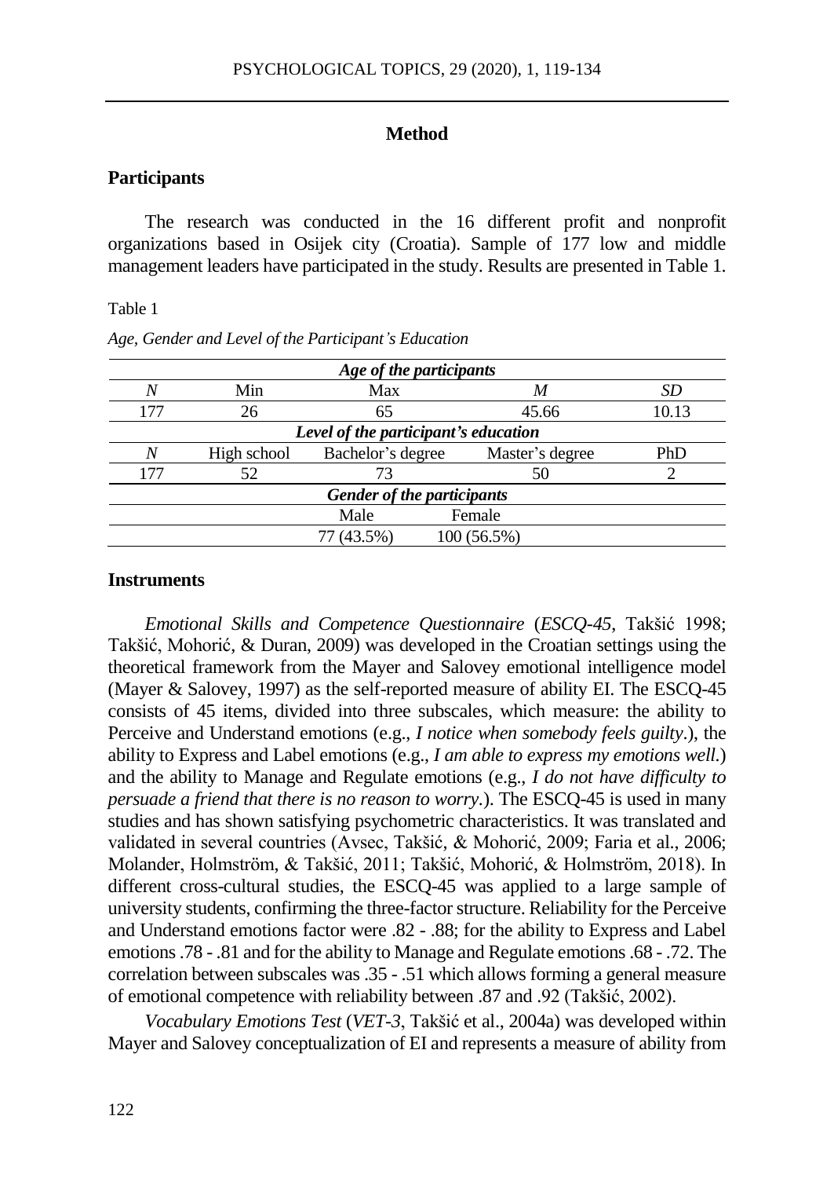## Method

### Participants

The research was conducted in the 16 different profit and nonprofit organizations based in Osijek city (Croatia). Sample of 177 low and middle management leaders have participated in the study. Results are presented in Table 1.

Table 1

*Age, Gender and Level of the Participant's Education*

| *Age of the participants* | | | | |
|---|---|---|---|---|
| *N* | Min | Max | *M* | *SD* |
| 177 | 26 | 65 | 45.66 | 10.13 |
| ***Level of the participant's education*** | | | | |
| *N* | High school | Bachelor's degree | Master's degree | PhD |
| 177 | 52 | 73 | 50 | 2 |
| ***Gender of the participants*** | | | | |
| | | Male | Female | |
| | | 77 (43.5%) | 100 (56.5%) | |

### Instruments

*Emotional Skills and Competence Questionnaire* (*ESCQ-45*, Takšić 1998; Takšić, Mohorić, & Duran, 2009) was developed in the Croatian settings using the theoretical framework from the Mayer and Salovey emotional intelligence model (Mayer & Salovey, 1997) as the self-reported measure of ability EI. The ESCQ-45 consists of 45 items, divided into three subscales, which measure: the ability to Perceive and Understand emotions (e.g., *I notice when somebody feels guilty*.), the ability to Express and Label emotions (e.g., *I am able to express my emotions well.*) and the ability to Manage and Regulate emotions (e.g., *I do not have difficulty to persuade a friend that there is no reason to worry*.). The ESCQ-45 is used in many studies and has shown satisfying psychometric characteristics. It was translated and validated in several countries (Avsec, Takšić, & Mohorić, 2009; Faria et al., 2006; Molander, Holmström, & Takšić, 2011; Takšić, Mohorić, & Holmström, 2018). In different cross-cultural studies, the ESCQ-45 was applied to a large sample of university students, confirming the three-factor structure. Reliability for the Perceive and Understand emotions factor were .82 - .88; for the ability to Express and Label emotions .78 - .81 and for the ability to Manage and Regulate emotions .68 - .72. The correlation between subscales was .35 - .51 which allows forming a general measure of emotional competence with reliability between .87 and .92 (Takšić, 2002).

*Vocabulary Emotions Test* (*VET-3*, Takšić et al., 2004a) was developed within Mayer and Salovey conceptualization of EI and represents a measure of ability from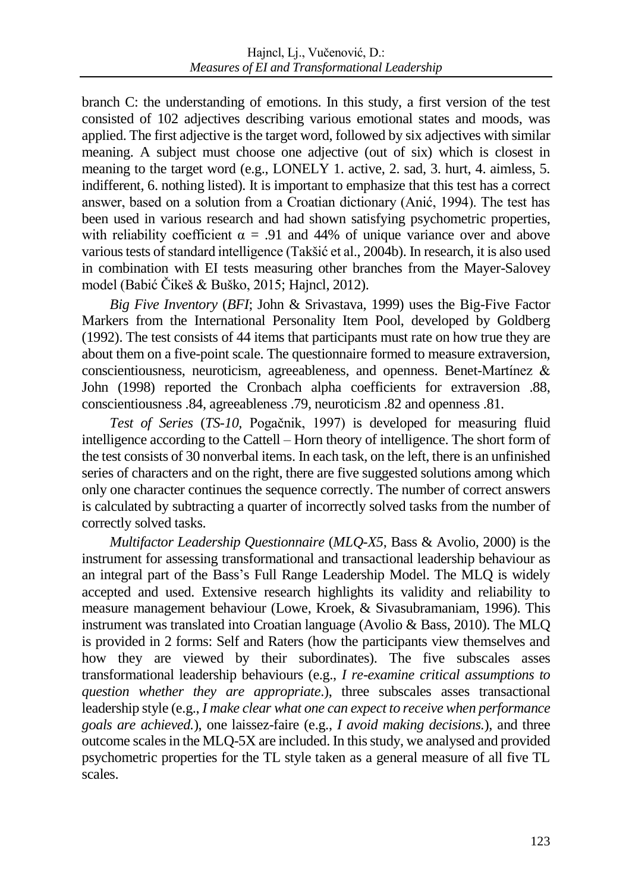branch C: the understanding of emotions. In this study, a first version of the test consisted of 102 adjectives describing various emotional states and moods, was applied. The first adjective is the target word, followed by six adjectives with similar meaning. A subject must choose one adjective (out of six) which is closest in meaning to the target word (e.g., LONELY 1. active, 2. sad, 3. hurt, 4. aimless, 5. indifferent, 6. nothing listed). It is important to emphasize that this test has a correct answer, based on a solution from a Croatian dictionary (Anić, 1994). The test has been used in various research and had shown satisfying psychometric properties, with reliability coefficient $\alpha$ = .91 and 44% of unique variance over and above various tests of standard intelligence (Takšić et al., 2004b). In research, it is also used in combination with EI tests measuring other branches from the Mayer-Salovey model (Babić Čikeš & Buško, 2015; Hajncl, 2012).

*Big Five Inventory* (*BFI*; John & Srivastava, 1999) uses the Big-Five Factor Markers from the International Personality Item Pool, developed by Goldberg (1992). The test consists of 44 items that participants must rate on how true they are about them on a five-point scale. The questionnaire formed to measure extraversion, conscientiousness, neuroticism, agreeableness, and openness. Benet-Martínez & John (1998) reported the Cronbach alpha coefficients for extraversion .88, conscientiousness .84, agreeableness .79, neuroticism .82 and openness .81.

*Test of Series* (*TS-10,* Pogačnik, 1997) is developed for measuring fluid intelligence according to the Cattell – Horn theory of intelligence. The short form of the test consists of 30 nonverbal items. In each task, on the left, there is an unfinished series of characters and on the right, there are five suggested solutions among which only one character continues the sequence correctly. The number of correct answers is calculated by subtracting a quarter of incorrectly solved tasks from the number of correctly solved tasks.

*Multifactor Leadership Questionnaire* (*MLQ-X5*, Bass & Avolio, 2000) is the instrument for assessing transformational and transactional leadership behaviour as an integral part of the Bass's Full Range Leadership Model. The MLQ is widely accepted and used. Extensive research highlights its validity and reliability to measure management behaviour (Lowe, Kroek, & Sivasubramaniam, 1996). This instrument was translated into Croatian language (Avolio & Bass, 2010). The MLQ is provided in 2 forms: Self and Raters (how the participants view themselves and how they are viewed by their subordinates). The five subscales asses transformational leadership behaviours (e.g., *I re-examine critical assumptions to question whether they are appropriate*.), three subscales asses transactional leadership style (e.g., *I make clear what one can expect to receive when performance goals are achieved.*), one laissez-faire (e.g., *I avoid making decisions.*), and three outcome scales in the MLQ-5X are included. In this study, we analysed and provided psychometric properties for the TL style taken as a general measure of all five TL scales.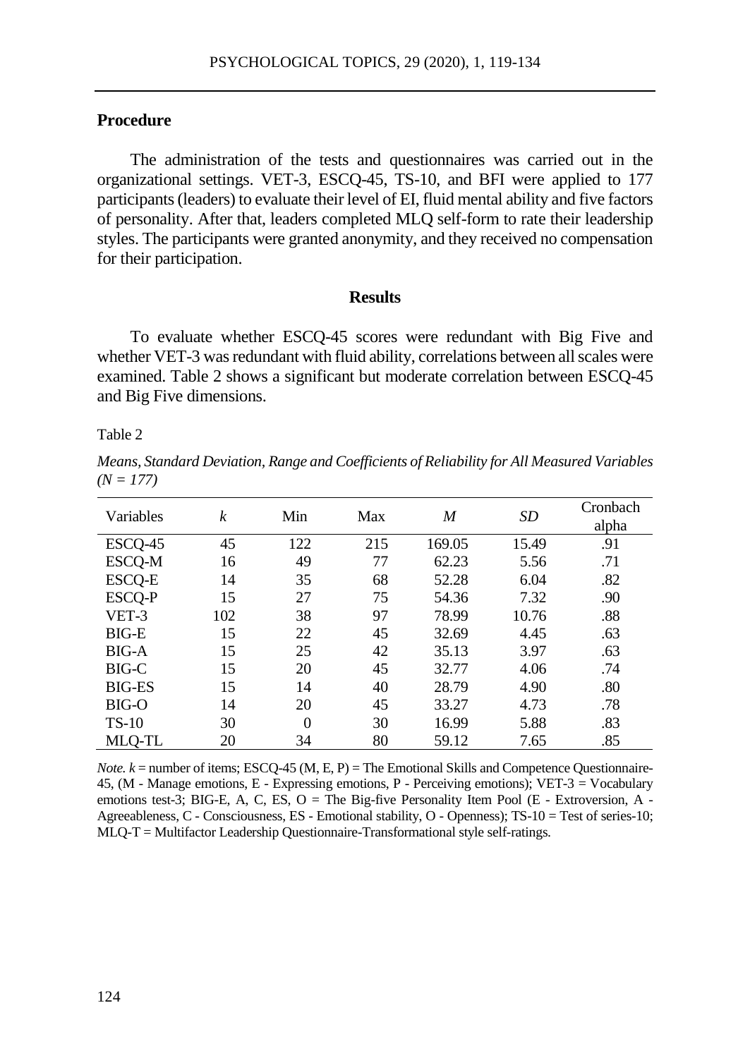## Procedure

The administration of the tests and questionnaires was carried out in the organizational settings. VET-3, ESCQ-45, TS-10, and BFI were applied to 177 participants (leaders) to evaluate their level of EI, fluid mental ability and five factors of personality. After that, leaders completed MLQ self-form to rate their leadership styles. The participants were granted anonymity, and they received no compensation for their participation.

## Results

To evaluate whether ESCQ-45 scores were redundant with Big Five and whether VET-3 was redundant with fluid ability, correlations between all scales were examined. Table 2 shows a significant but moderate correlation between ESCQ-45 and Big Five dimensions.

Table 2

*Means, Standard Deviation, Range and Coefficients of Reliability for All Measured Variables (N = 177)*

| Variables | *k* | Min | Max | *M* | *SD* | Cronbach alpha |
|---|---|---|---|---|---|---|
| ESCQ-45 | 45 | 122 | 215 | 169.05 | 15.49 | .91 |
| ESCQ-M | 16 | 49 | 77 | 62.23 | 5.56 | .71 |
| ESCQ-E | 14 | 35 | 68 | 52.28 | 6.04 | .82 |
| ESCQ-P | 15 | 27 | 75 | 54.36 | 7.32 | .90 |
| VET-3 | 102 | 38 | 97 | 78.99 | 10.76 | .88 |
| BIG-E | 15 | 22 | 45 | 32.69 | 4.45 | .63 |
| BIG-A | 15 | 25 | 42 | 35.13 | 3.97 | .63 |
| BIG-C | 15 | 20 | 45 | 32.77 | 4.06 | .74 |
| BIG-ES | 15 | 14 | 40 | 28.79 | 4.90 | .80 |
| BIG-O | 14 | 20 | 45 | 33.27 | 4.73 | .78 |
| TS-10 | 30 | 0 | 30 | 16.99 | 5.88 | .83 |
| MLQ-TL | 20 | 34 | 80 | 59.12 | 7.65 | .85 |

*Note. k* = number of items; ESCQ-45 (M, E, P) = The Emotional Skills and Competence Questionnaire-45, (M - Manage emotions, E - Expressing emotions, P - Perceiving emotions); VET-3 = Vocabulary emotions test-3; BIG-E, A, C, ES, O = The Big-five Personality Item Pool (E - Extroversion, A - Agreeableness, C - Consciousness, ES - Emotional stability, O - Openness); TS-10 = Test of series-10; MLQ-T = Multifactor Leadership Questionnaire-Transformational style self-ratings.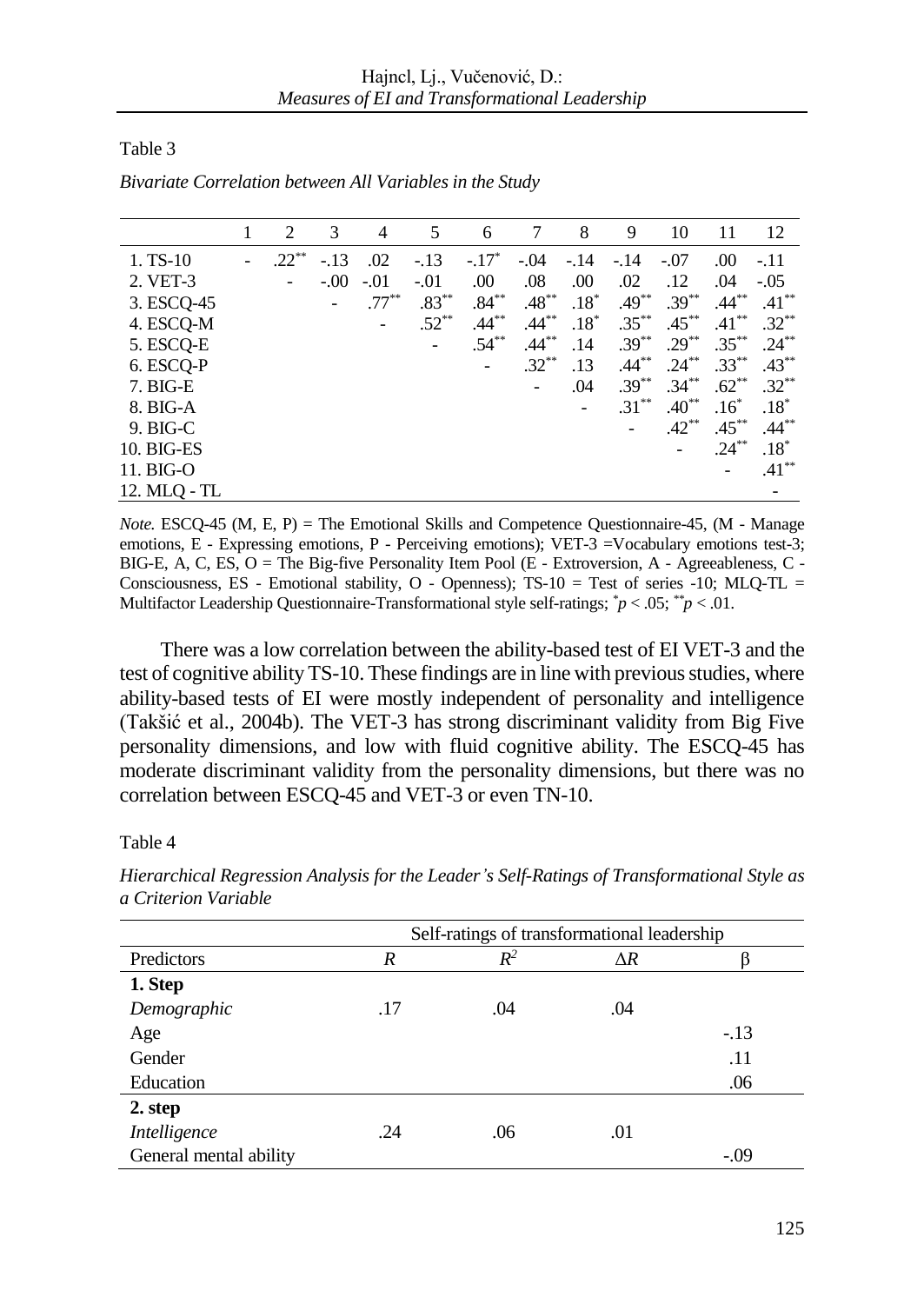Table 3

*Bivariate Correlation between All Variables in the Study*

| | 1 | 2 | 3 | 4 | 5 | 6 | 7 | 8 | 9 | 10 | 11 | 12 |
|---|---|---|---|---|---|---|---|---|---|---|---|---|
| 1. TS-10 | - | .22** | -.13 | .02 | -.13 | -.17* | -.04 | -.14 | -.14 | -.07 | .00 | -.11 |
| 2. VET-3 | | - | -.00 | -.01 | -.01 | .00 | .08 | .00 | .02 | .12 | .04 | -.05 |
| 3. ESCQ-45 | | | - | .77** | .83** | .84** | .48** | .18* | .49** | .39** | .44** | .41** |
| 4. ESCQ-M | | | | - | .52** | .44** | .44** | .18* | .35** | .45** | .41** | .32** |
| 5. ESCQ-E | | | | | - | .54** | .44** | .14 | .39** | .29** | .35** | .24** |
| 6. ESCQ-P | | | | | | - | .32** | .13 | .44** | .24** | .33** | .43** |
| 7. BIG-E | | | | | | | - | .04 | .39** | .34** | .62** | .32** |
| 8. BIG-A | | | | | | | | - | .31** | .40** | .16* | .18* |
| 9. BIG-C | | | | | | | | | - | .42** | .45** | .44** |
| 10. BIG-ES | | | | | | | | | | - | .24** | .18* |
| 11. BIG-O | | | | | | | | | | | - | .41** |
| 12. MLQ - TL | | | | | | | | | | | | - |

*Note.* ESCQ-45 (M, E, P) = The Emotional Skills and Competence Questionnaire-45, (M - Manage emotions, E - Expressing emotions, P - Perceiving emotions); VET-3 =Vocabulary emotions test-3; BIG-E, A, C, ES, O = The Big-five Personality Item Pool (E - Extroversion, A - Agreeableness, C - Consciousness, ES - Emotional stability, O - Openness); TS-10 = Test of series -10; MLQ-TL = Multifactor Leadership Questionnaire-Transformational style self-ratings; *$p < .05$; **$p < .01$.

There was a low correlation between the ability-based test of EI VET-3 and the test of cognitive ability TS-10. These findings are in line with previous studies, where ability-based tests of EI were mostly independent of personality and intelligence (Takšić et al., 2004b). The VET-3 has strong discriminant validity from Big Five personality dimensions, and low with fluid cognitive ability. The ESCQ-45 has moderate discriminant validity from the personality dimensions, but there was no correlation between ESCQ-45 and VET-3 or even TN-10.

Table 4

*Hierarchical Regression Analysis for the Leader's Self-Ratings of Transformational Style as a Criterion Variable*

| | Self-ratings of transformational leadership | | | |
|---|---|---|---|---|
| Predictors | $R$ | $R^2$ | $\Delta R$ | β |
| **1. Step** | | | | |
| *Demographic* | .17 | .04 | .04 | |
| Age | | | | -.13 |
| Gender | | | | .11 |
| Education | | | | .06 |
| **2. step** | | | | |
| *Intelligence* | .24 | .06 | .01 | |
| General mental ability | | | | -.09 |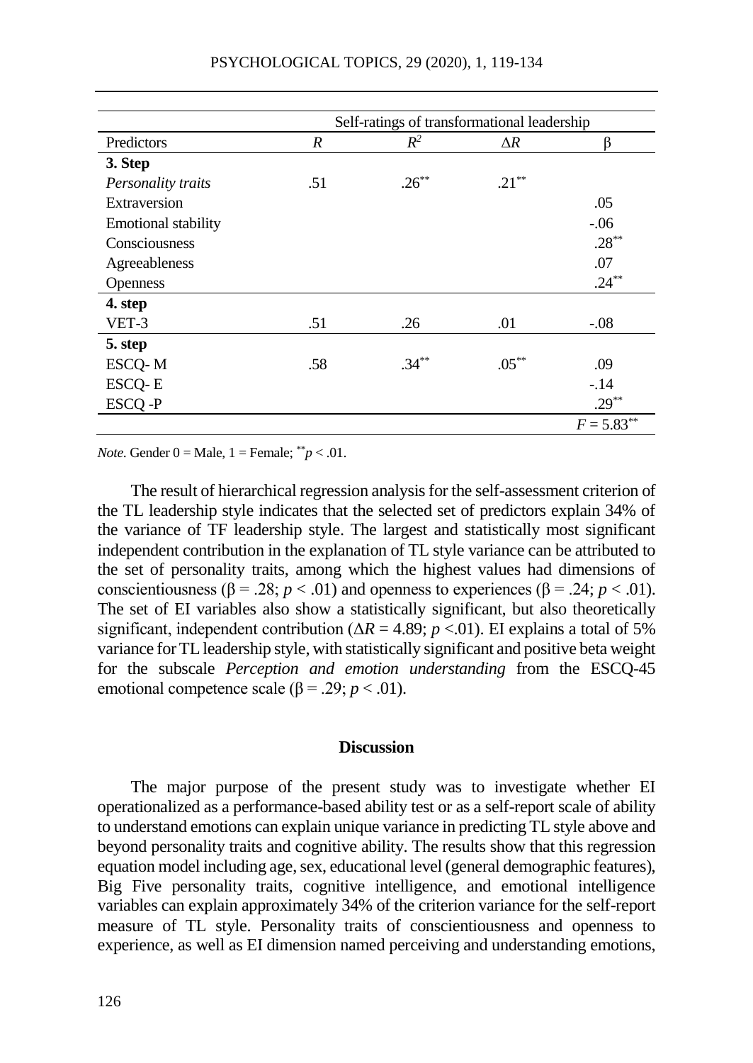| | Self-ratings of transformational leadership | | | |
|---|---|---|---|---|
| Predictors | $R$ | $R^2$ | $\Delta R$ | β |
| **3. Step** | | | | |
| *Personality traits* | .51 | $.26^{**}$ | $.21^{**}$ | |
| Extraversion | | | | .05 |
| Emotional stability | | | | -.06 |
| Consciousness | | | | $.28^{**}$ |
| Agreeableness | | | | .07 |
| Openness | | | | $.24^{**}$ |
| **4. step** | | | | |
| VET-3 | .51 | .26 | .01 | -.08 |
| **5. step** | | | | |
| ESCQ- M | .58 | $.34^{**}$ | $.05^{**}$ | .09 |
| ESCQ- E | | | | -.14 |
| ESCQ -P | | | | $.29^{**}$ |
| | | | | $F = 5.83^{**}$ |

*Note.* Gender 0 = Male, 1 = Female; $^{**}p < .01$.

The result of hierarchical regression analysis for the self-assessment criterion of the TL leadership style indicates that the selected set of predictors explain 34% of the variance of TF leadership style. The largest and statistically most significant independent contribution in the explanation of TL style variance can be attributed to the set of personality traits, among which the highest values had dimensions of conscientiousness (β = .28; $p < .01$) and openness to experiences (β = .24; $p < .01$). The set of EI variables also show a statistically significant, but also theoretically significant, independent contribution ($\Delta R = 4.89$; $p < .01$). EI explains a total of 5% variance for TL leadership style, with statistically significant and positive beta weight for the subscale *Perception and emotion understanding* from the ESCQ-45 emotional competence scale (β = .29; $p < .01$).

## Discussion

The major purpose of the present study was to investigate whether EI operationalized as a performance-based ability test or as a self-report scale of ability to understand emotions can explain unique variance in predicting TL style above and beyond personality traits and cognitive ability. The results show that this regression equation model including age, sex, educational level (general demographic features), Big Five personality traits, cognitive intelligence, and emotional intelligence variables can explain approximately 34% of the criterion variance for the self-report measure of TL style. Personality traits of conscientiousness and openness to experience, as well as EI dimension named perceiving and understanding emotions,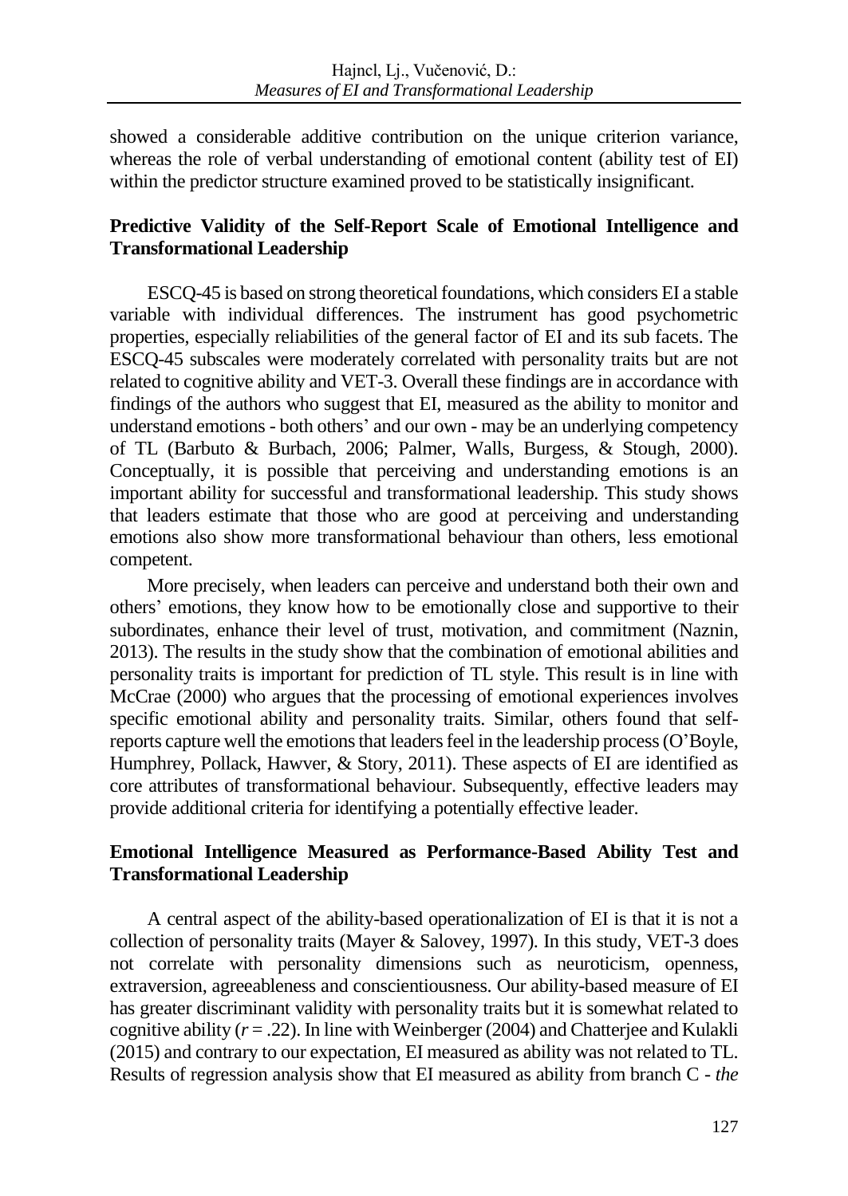showed a considerable additive contribution on the unique criterion variance, whereas the role of verbal understanding of emotional content (ability test of EI) within the predictor structure examined proved to be statistically insignificant.

## Predictive Validity of the Self-Report Scale of Emotional Intelligence and Transformational Leadership

ESCQ-45 is based on strong theoretical foundations, which considers EI a stable variable with individual differences. The instrument has good psychometric properties, especially reliabilities of the general factor of EI and its sub facets. The ESCQ-45 subscales were moderately correlated with personality traits but are not related to cognitive ability and VET-3. Overall these findings are in accordance with findings of the authors who suggest that EI, measured as the ability to monitor and understand emotions - both others' and our own - may be an underlying competency of TL (Barbuto & Burbach, 2006; Palmer, Walls, Burgess, & Stough, 2000). Conceptually, it is possible that perceiving and understanding emotions is an important ability for successful and transformational leadership. This study shows that leaders estimate that those who are good at perceiving and understanding emotions also show more transformational behaviour than others, less emotional competent.

More precisely, when leaders can perceive and understand both their own and others' emotions, they know how to be emotionally close and supportive to their subordinates, enhance their level of trust, motivation, and commitment (Naznin, 2013). The results in the study show that the combination of emotional abilities and personality traits is important for prediction of TL style. This result is in line with McCrae (2000) who argues that the processing of emotional experiences involves specific emotional ability and personality traits. Similar, others found that self-reports capture well the emotions that leaders feel in the leadership process (O'Boyle, Humphrey, Pollack, Hawver, & Story, 2011). These aspects of EI are identified as core attributes of transformational behaviour. Subsequently, effective leaders may provide additional criteria for identifying a potentially effective leader.

## Emotional Intelligence Measured as Performance-Based Ability Test and Transformational Leadership

A central aspect of the ability-based operationalization of EI is that it is not a collection of personality traits (Mayer & Salovey, 1997). In this study, VET-3 does not correlate with personality dimensions such as neuroticism, openness, extraversion, agreeableness and conscientiousness. Our ability-based measure of EI has greater discriminant validity with personality traits but it is somewhat related to cognitive ability ($r = .22$). In line with Weinberger (2004) and Chatterjee and Kulakli (2015) and contrary to our expectation, EI measured as ability was not related to TL. Results of regression analysis show that EI measured as ability from branch C - *the*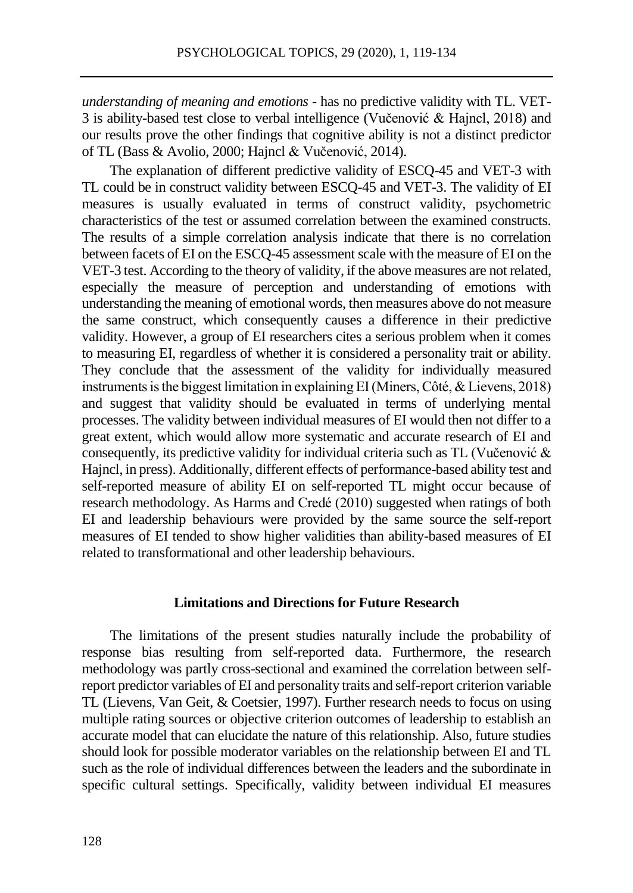*understanding of meaning and emotions* - has no predictive validity with TL. VET-3 is ability-based test close to verbal intelligence (Vučenović & Hajncl, 2018) and our results prove the other findings that cognitive ability is not a distinct predictor of TL (Bass & Avolio, 2000; Hajncl & Vučenović, 2014).

The explanation of different predictive validity of ESCQ-45 and VET-3 with TL could be in construct validity between ESCQ-45 and VET-3. The validity of EI measures is usually evaluated in terms of construct validity, psychometric characteristics of the test or assumed correlation between the examined constructs. The results of a simple correlation analysis indicate that there is no correlation between facets of EI on the ESCQ-45 assessment scale with the measure of EI on the VET-3 test. According to the theory of validity, if the above measures are not related, especially the measure of perception and understanding of emotions with understanding the meaning of emotional words, then measures above do not measure the same construct, which consequently causes a difference in their predictive validity. However, a group of EI researchers cites a serious problem when it comes to measuring EI, regardless of whether it is considered a personality trait or ability. They conclude that the assessment of the validity for individually measured instruments is the biggest limitation in explaining EI (Miners, Côté, & Lievens, 2018) and suggest that validity should be evaluated in terms of underlying mental processes. The validity between individual measures of EI would then not differ to a great extent, which would allow more systematic and accurate research of EI and consequently, its predictive validity for individual criteria such as TL (Vučenović & Hajncl, in press). Additionally, different effects of performance-based ability test and self-measure of ability EI on self-reported TL might occur because of research methodology. As Harms and Credé (2010) suggested when ratings of both EI and leadership behaviours were provided by the same source the self-report measures of EI tended to show higher validities than ability-based measures of EI related to transformational and other leadership behaviours.

## Limitations and Directions for Future Research

The limitations of the present studies naturally include the probability of response bias resulting from self-reported data. Furthermore, the research methodology was partly cross-sectional and examined the correlation between self-report predictor variables of EI and personality traits and self-report criterion variable TL (Lievens, Van Geit, & Coetsier, 1997). Further research needs to focus on using multiple rating sources or objective criterion outcomes of leadership to establish an accurate model that can elucidate the nature of this relationship. Also, future studies should look for possible moderator variables on the relationship between EI and TL such as the role of individual differences between the leaders and the subordinate in specific cultural settings. Specifically, validity between individual EI measures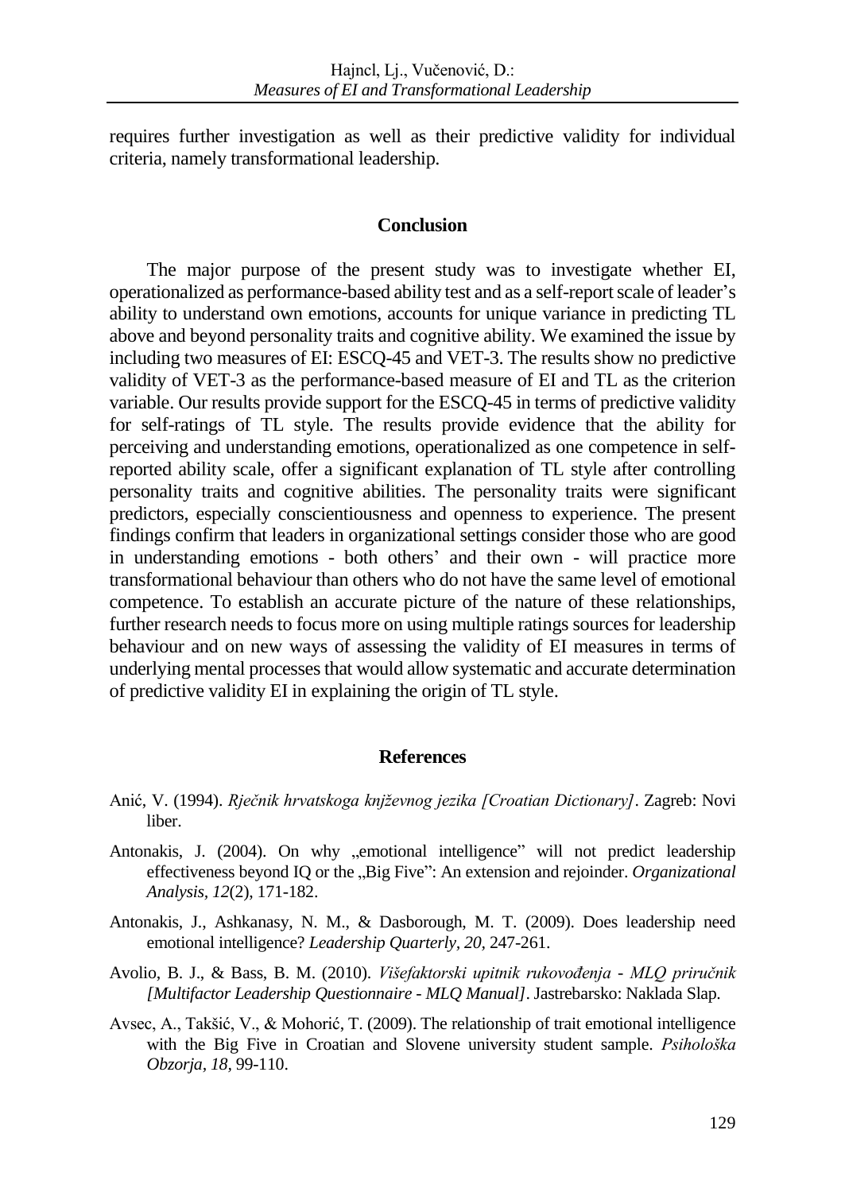requires further investigation as well as their predictive validity for individual criteria, namely transformational leadership.

## Conclusion

The major purpose of the present study was to investigate whether EI, operationalized as performance-based ability test and as a self-report scale of leader's ability to understand own emotions, accounts for unique variance in predicting TL above and beyond personality traits and cognitive ability. We examined the issue by including two measures of EI: ESCQ-45 and VET-3. The results show no predictive validity of VET-3 as the performance-based measure of EI and TL as the criterion variable. Our results provide support for the ESCQ-45 in terms of predictive validity for self-ratings of TL style. The results provide evidence that the ability for perceiving and understanding emotions, operationalized as one competence in self-reported ability scale, offer a significant explanation of TL style after controlling personality traits and cognitive abilities. The personality traits were significant predictors, especially conscientiousness and openness to experience. The present findings confirm that leaders in organizational settings consider those who are good in understanding emotions - both others' and their own - will practice more transformational behaviour than others who do not have the same level of emotional competence. To establish an accurate picture of the nature of these relationships, further research needs to focus more on using multiple ratings sources for leadership behaviour and on new ways of assessing the validity of EI measures in terms of underlying mental processes that would allow systematic and accurate determination of predictive validity EI in explaining the origin of TL style.

## References

Anić, V. (1994). *Rječnik hrvatskoga književnog jezika [Croatian Dictionary]*. Zagreb: Novi liber.

Antonakis, J. (2004). On why „emotional intelligence" will not predict leadership effectiveness beyond IQ or the „Big Five": An extension and rejoinder. *Organizational Analysis, 12*(2), 171-182.

Antonakis, J., Ashkanasy, N. M., & Dasborough, M. T. (2009). Does leadership need emotional intelligence? *Leadership Quarterly, 20,* 247-261.

Avolio, B. J., & Bass, B. M. (2010). *Višefaktorski upitnik rukovođenja - MLQ priručnik [Multifactor Leadership Questionnaire - MLQ Manual]*. Jastrebarsko: Naklada Slap.

Avsec, A., Takšić, V., & Mohorić, T. (2009). The relationship of trait emotional intelligence with the Big Five in Croatian and Slovene university student sample. *Psihološka Obzorja, 18,* 99-110.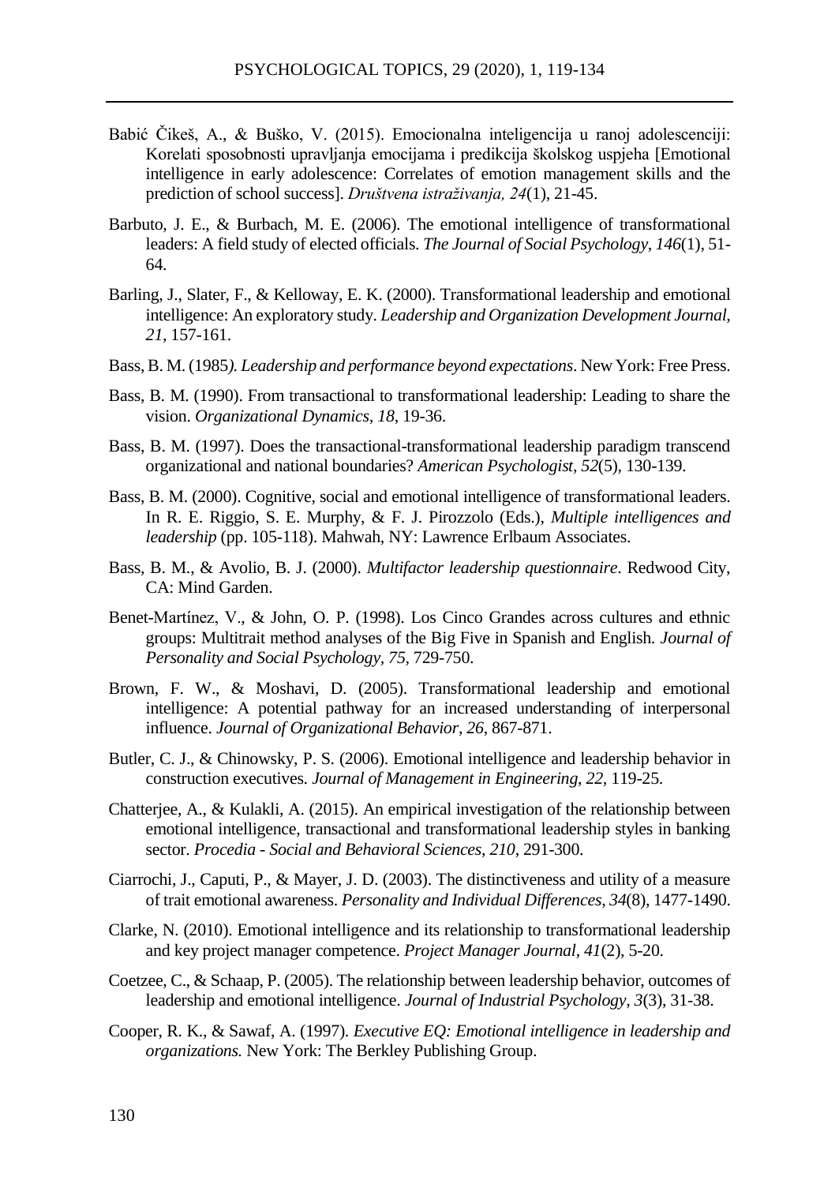Babić Čikeš, A., & Buško, V. (2015). Emocionalna inteligencija u ranoj adolescenciji: Korelati sposobnosti upravljanja emocijama i predikcija školskog uspjeha [Emotional intelligence in early adolescence: Correlates of emotion management skills and the prediction of school success]. *Društvena istraživanja, 24*(1), 21-45.

Barbuto, J. E., & Burbach, M. E. (2006). The emotional intelligence of transformational leaders: A field study of elected officials. *The Journal of Social Psychology*, *146*(1), 51-64.

Barling, J., Slater, F., & Kelloway, E. K. (2000). Transformational leadership and emotional intelligence: An exploratory study. *Leadership and Organization Development Journal, 21*, 157-161.

Bass, B. M. (1985*). Leadership and performance beyond expectations*. New York: Free Press.

Bass, B. M. (1990). From transactional to transformational leadership: Leading to share the vision. *Organizational Dynamics*, *18*, 19-36.

Bass, B. M. (1997). Does the transactional-transformational leadership paradigm transcend organizational and national boundaries? *American Psychologist*, *52*(5), 130-139.

Bass, B. M. (2000). Cognitive, social and emotional intelligence of transformational leaders. In R. E. Riggio, S. E. Murphy, & F. J. Pirozzolo (Eds.), *Multiple intelligences and leadership* (pp. 105-118). Mahwah, NY: Lawrence Erlbaum Associates.

Bass, B. M., & Avolio, B. J. (2000). *Multifactor leadership questionnaire*. Redwood City, CA: Mind Garden.

Benet-Martínez, V., & John, O. P. (1998). Los Cinco Grandes across cultures and ethnic groups: Multitrait method analyses of the Big Five in Spanish and English. *Journal of Personality and Social Psychology, 75*, 729-750.

Brown, F. W., & Moshavi, D. (2005). Transformational leadership and emotional intelligence: A potential pathway for an increased understanding of interpersonal influence. *Journal of Organizational Behavior*, *26*, 867-871.

Butler, C. J., & Chinowsky, P. S. (2006). Emotional intelligence and leadership behavior in construction executives. *Journal of Management in Engineering*, *22*, 119-25.

Chatterjee, A., & Kulakli, A. (2015). An empirical investigation of the relationship between emotional intelligence, transactional and transformational leadership styles in banking sector. *Procedia - Social and Behavioral Sciences*, *210*, 291-300.

Ciarrochi, J., Caputi, P., & Mayer, J. D. (2003). The distinctiveness and utility of a measure of trait emotional awareness. *Personality and Individual Differences*, *34*(8), 1477-1490.

Clarke, N. (2010). Emotional intelligence and its relationship to transformational leadership and key project manager competence. *Project Manager Journal*, *41*(2), 5-20.

Coetzee, C., & Schaap, P. (2005). The relationship between leadership behavior, outcomes of leadership and emotional intelligence. *Journal of Industrial Psychology*, *3*(3), 31-38.

Cooper, R. K., & Sawaf, A. (1997). *Executive EQ: Emotional intelligence in leadership and organizations.* New York: The Berkley Publishing Group.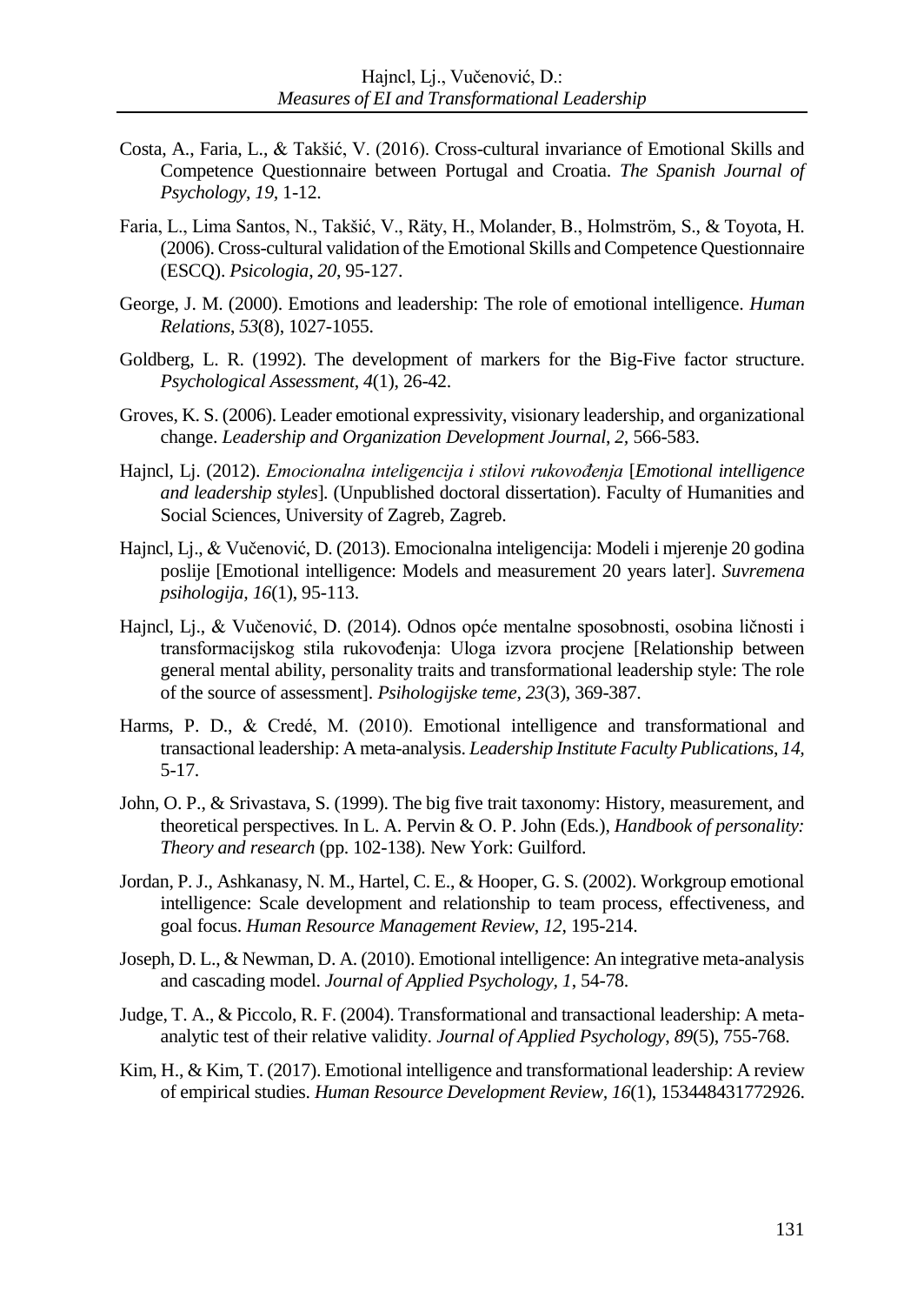Costa, A., Faria, L., & Takšić, V. (2016). Cross-cultural invariance of Emotional Skills and Competence Questionnaire between Portugal and Croatia. *The Spanish Journal of Psychology*, *19*, 1-12.

Faria, L., Lima Santos, N., Takšić, V., Räty, H., Molander, B., Holmström, S., & Toyota, H. (2006). Cross-cultural validation of the Emotional Skills and Competence Questionnaire (ESCQ). *Psicologia*, *20*, 95-127.

George, J. M. (2000). Emotions and leadership: The role of emotional intelligence. *Human Relations*, *53*(8), 1027-1055.

Goldberg, L. R. (1992). The development of markers for the Big-Five factor structure. *Psychological Assessment*, *4*(1), 26-42.

Groves, K. S. (2006). Leader emotional expressivity, visionary leadership, and organizational change. *Leadership and Organization Development Journal*, *2*, 566-583.

Hajncl, Lj. (2012). *Emocionalna inteligencija i stilovi rukovođenja* [*Emotional intelligence and leadership styles*]. (Unpublished doctoral dissertation). Faculty of Humanities and Social Sciences, University of Zagreb, Zagreb.

Hajncl, Lj., & Vučenović, D. (2013). Emocionalna inteligencija: Modeli i mjerenje 20 godina poslije [Emotional intelligence: Models and measurement 20 years later]. *Suvremena psihologija*, *16*(1), 95-113.

Hajncl, Lj., & Vučenović, D. (2014). Odnos opće mentalne sposobnosti, osobina ličnosti i transformacijskog stila rukovođenja: Uloga izvora procjene [Relationship between general mental ability, personality traits and transformational leadership style: The role of the source of assessment]. *Psihologijske teme*, *23*(3), 369-387.

Harms, P. D., & Credé, M. (2010). Emotional intelligence and transformational and transactional leadership: A meta-analysis. *Leadership Institute Faculty Publications*, *14*, 5-17.

John, O. P., & Srivastava, S. (1999). The big five trait taxonomy: History, measurement, and theoretical perspectives. In L. A. Pervin & O. P. John (Eds.), *Handbook of personality: Theory and research* (pp. 102-138). New York: Guilford.

Jordan, P. J., Ashkanasy, N. M., Hartel, C. E., & Hooper, G. S. (2002). Workgroup emotional intelligence: Scale development and relationship to team process, effectiveness, and goal focus. *Human Resource Management Review*, *12*, 195-214.

Joseph, D. L., & Newman, D. A. (2010). Emotional intelligence: An integrative meta-analysis and cascading model. *Journal of Applied Psychology, 1*, 54-78.

Judge, T. A., & Piccolo, R. F. (2004). Transformational and transactional leadership: A meta-analytic test of their relative validity. *Journal of Applied Psychology*, *89*(5), 755-768.

Kim, H., & Kim, T. (2017). Emotional intelligence and transformational leadership: A review of empirical studies. *Human Resource Development Review*, *16*(1), 153448431772926.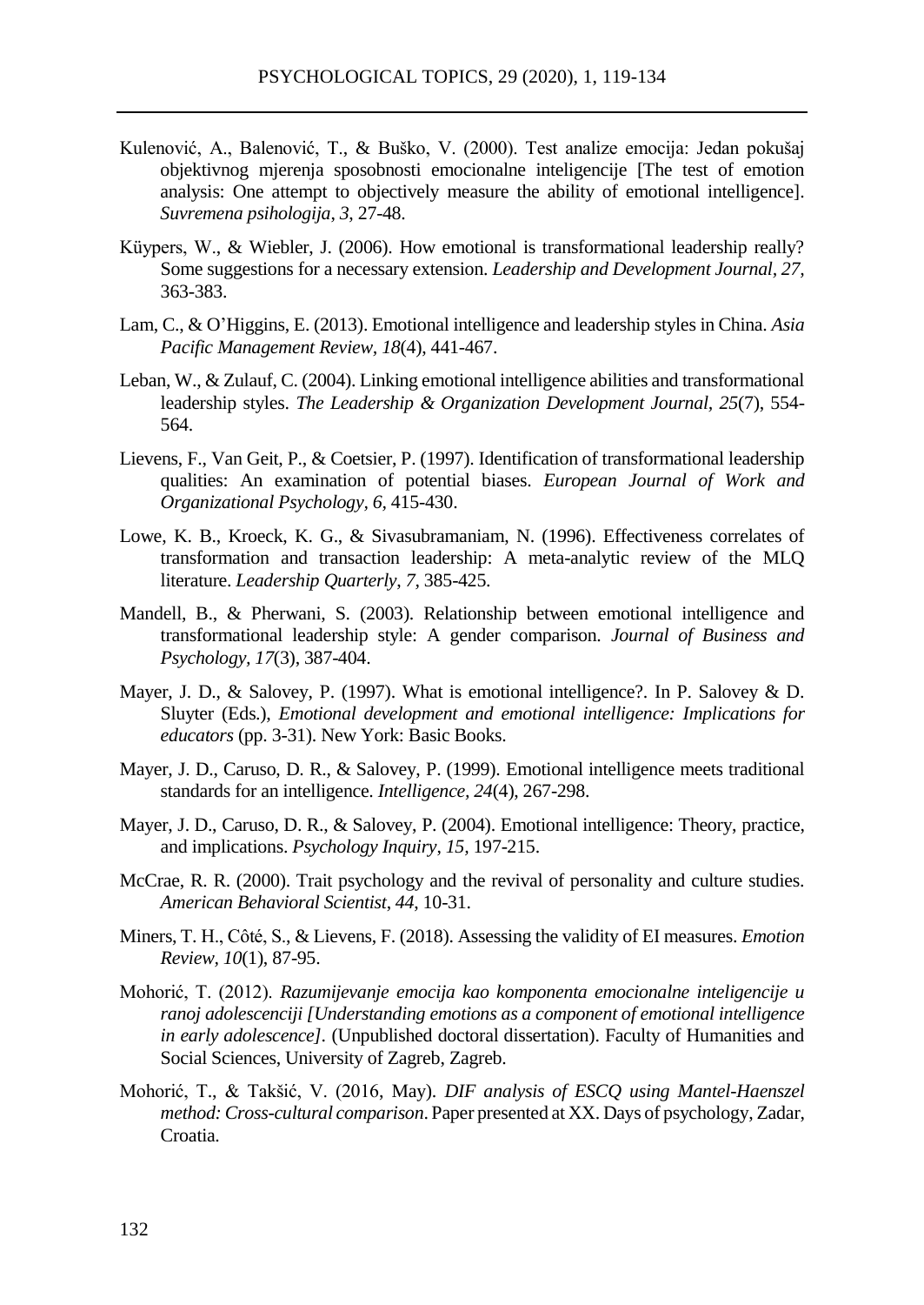Kulenović, A., Balenović, T., & Buško, V. (2000). Test analize emocija: Jedan pokušaj objektivnog mjerenja sposobnosti emocionalne inteligencije [The test of emotion analysis: One attempt to objectively measure the ability of emotional intelligence]. *Suvremena psihologija*, *3*, 27-48.

Küypers, W., & Wiebler, J. (2006). How emotional is transformational leadership really? Some suggestions for a necessary extension. *Leadership and Development Journal*, *27*, 363-383.

Lam, C., & O'Higgins, E. (2013). Emotional intelligence and leadership styles in China. *Asia Pacific Management Review*, *18*(4), 441-467.

Leban, W., & Zulauf, C. (2004). Linking emotional intelligence abilities and transformational leadership styles. *The Leadership & Organization Development Journal*, *25*(7), 554-564.

Lievens, F., Van Geit, P., & Coetsier, P. (1997). Identification of transformational leadership qualities: An examination of potential biases. *European Journal of Work and Organizational Psychology*, *6*, 415-430.

Lowe, K. B., Kroeck, K. G., & Sivasubramaniam, N. (1996). Effectiveness correlates of transformation and transaction leadership: A meta-analytic review of the MLQ literature. *Leadership Quarterly*, *7*, 385-425.

Mandell, B., & Pherwani, S. (2003). Relationship between emotional intelligence and transformational leadership style: A gender comparison. *Journal of Business and Psychology*, *17*(3), 387-404.

Mayer, J. D., & Salovey, P. (1997). What is emotional intelligence?. In P. Salovey & D. Sluyter (Eds.), *Emotional development and emotional intelligence: Implications for educators* (pp. 3-31). New York: Basic Books.

Mayer, J. D., Caruso, D. R., & Salovey, P. (1999). Emotional intelligence meets traditional standards for an intelligence. *Intelligence*, *24*(4), 267-298.

Mayer, J. D., Caruso, D. R., & Salovey, P. (2004). Emotional intelligence: Theory, practice, and implications. *Psychology Inquiry*, *15*, 197-215.

McCrae, R. R. (2000). Trait psychology and the revival of personality and culture studies. *American Behavioral Scientist*, *44*, 10-31.

Miners, T. H., Côté, S., & Lievens, F. (2018). Assessing the validity of EI measures. *Emotion Review*, *10*(1), 87-95.

Mohorić, T. (2012). *Razumijevanje emocija kao komponenta emocionalne inteligencije u ranoj adolescenciji [Understanding emotions as a component of emotional intelligence in early adolescence]*. (Unpublished doctoral dissertation). Faculty of Humanities and Social Sciences, University of Zagreb, Zagreb.

Mohorić, T., & Takšić, V. (2016, May). *DIF analysis of ESCQ using Mantel-Haenszel method: Cross-cultural comparison*. Paper presented at XX. Days of psychology, Zadar, Croatia.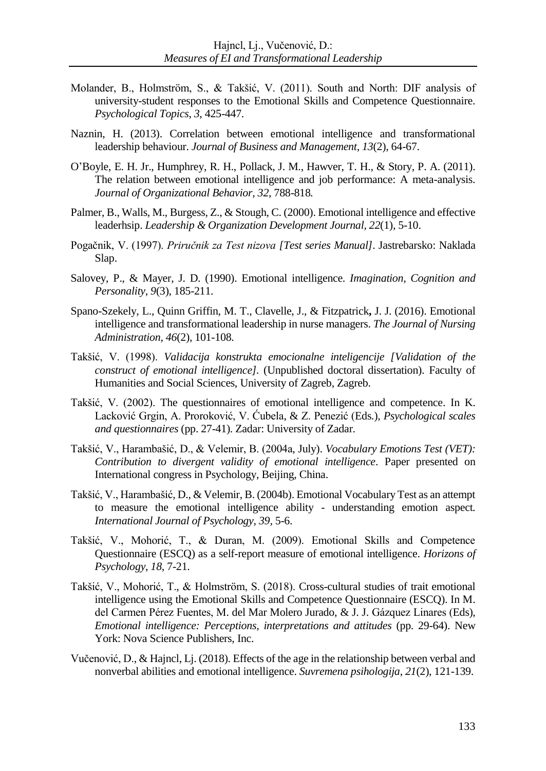Molander, B., Holmström, S., & Takšić, V. (2011). South and North: DIF analysis of university-student responses to the Emotional Skills and Competence Questionnaire. *Psychological Topics*, *3*, 425-447.

Naznin, H. (2013). Correlation between emotional intelligence and transformational leadership behaviour. *Journal of Business and Management*, *13*(2), 64-67.

O'Boyle, E. H. Jr., Humphrey, R. H., Pollack, J. M., Hawver, T. H., & Story, P. A. (2011). The relation between emotional intelligence and job performance: A meta-analysis. *Journal of Organizational Behavior, 32*, 788-818.

Palmer, B., Walls, M., Burgess, Z., & Stough, C. (2000). Emotional intelligence and effective leaderhsip. *Leadership & Organization Development Journal, 22*(1), 5-10.

Pogačnik, V. (1997). *Priručnik za Test nizova [Test series Manual]*. Jastrebarsko: Naklada Slap.

Salovey, P., & Mayer, J. D. (1990). Emotional intelligence. *Imagination, Cognition and Personality*, *9*(3), 185-211.

Spano-Szekely, L., Quinn Griffin, M. T., Clavelle, J., & Fitzpatrick**,** J. J. (2016). Emotional intelligence and transformational leadership in nurse managers. *The Journal of Nursing Administration*, *46*(2), 101-108.

Takšić, V. (1998). *Validacija konstrukta emocionalne inteligencije [Validation of the construct of emotional intelligence]*. (Unpublished doctoral dissertation). Faculty of Humanities and Social Sciences, University of Zagreb, Zagreb.

Takšić, V. (2002). The questionnaires of emotional intelligence and competence. In K. Lacković Grgin, A. Proroković, V. Ćubela, & Z. Penezić (Eds.), *Psychological scales and questionnaires* (pp. 27-41). Zadar: University of Zadar.

Takšić, V., Harambašić, D., & Velemir, B. (2004a, July). *Vocabulary Emotions Test (VET): Contribution to divergent validity of emotional intelligence*. Paper presented on International congress in Psychology, Beijing, China.

Takšić, V., Harambašić, D., & Velemir, B. (2004b). Emotional Vocabulary Test as an attempt to measure the emotional intelligence ability - understanding emotion aspect. *International Journal of Psychology*, *39*, 5-6.

Takšić, V., Mohorić, T., & Duran, M. (2009). Emotional Skills and Competence Questionnaire (ESCQ) as a self-report measure of emotional intelligence. *Horizons of Psychology*, *18*, 7-21.

Takšić, V., Mohorić, T., & Holmström, S. (2018). Cross-cultural studies of trait emotional intelligence using the Emotional Skills and Competence Questionnaire (ESCQ). In M. del Carmen Pérez Fuentes, M. del Mar Molero Jurado, & J. J. Gázquez Linares (Eds), *Emotional intelligence: Perceptions, interpretations and attitudes* (pp. 29-64). New York: Nova Science Publishers, Inc.

Vučenović, D., & Hajncl, Lj. (2018). Effects of the age in the relationship between verbal and nonverbal abilities and emotional intelligence. *Suvremena psihologija*, *21*(2), 121-139.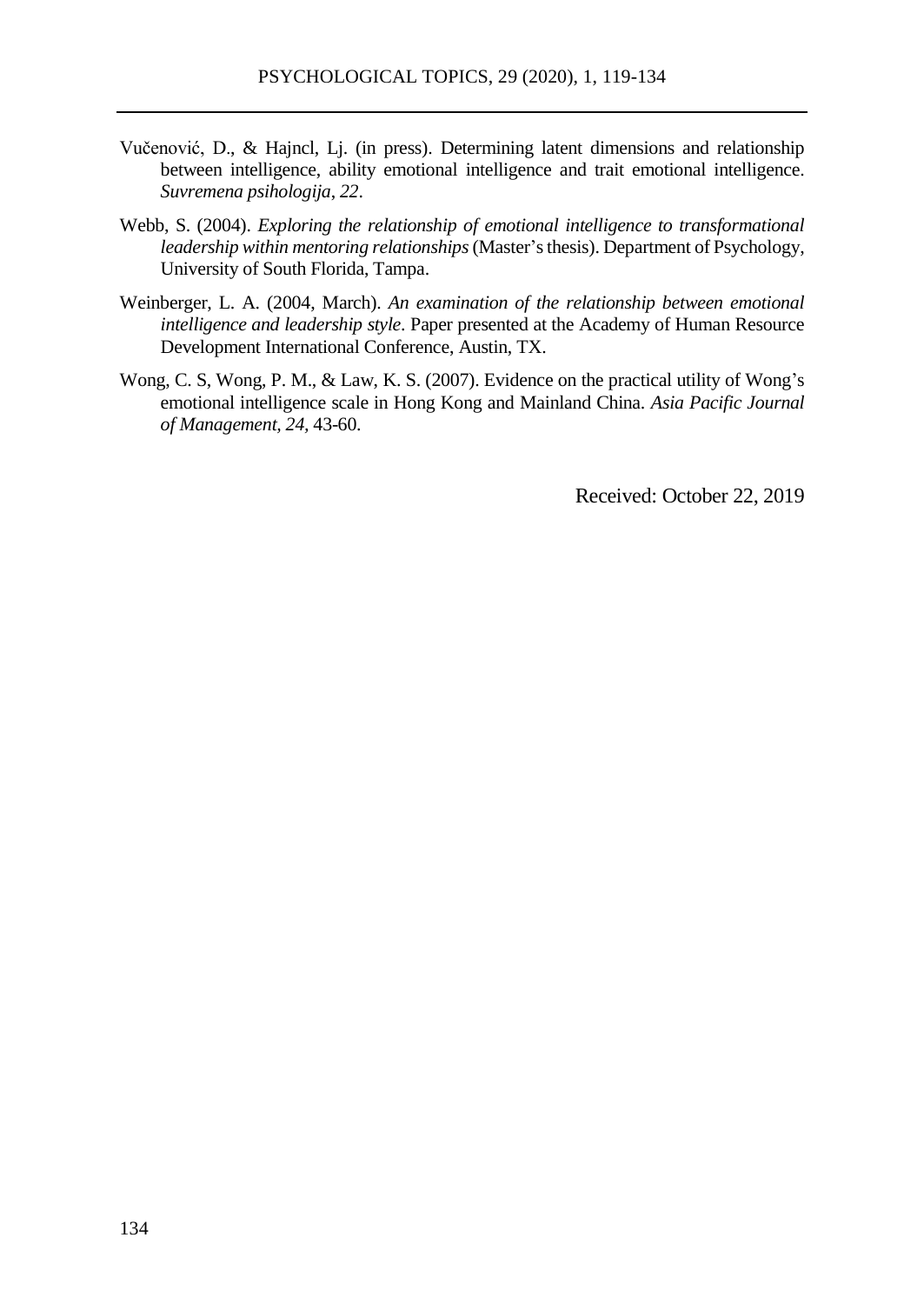Vučenović, D., & Hajncl, Lj. (in press). Determining latent dimensions and relationship between intelligence, ability emotional intelligence and trait emotional intelligence. *Suvremena psihologija*, *22*.

Webb, S. (2004). *Exploring the relationship of emotional intelligence to transformational leadership within mentoring relationships* (Master's thesis). Department of Psychology, University of South Florida, Tampa.

Weinberger, L. A. (2004, March). *An examination of the relationship between emotional intelligence and leadership style*. Paper presented at the Academy of Human Resource Development International Conference, Austin, TX.

Wong, C. S, Wong, P. M., & Law, K. S. (2007). Evidence on the practical utility of Wong's emotional intelligence scale in Hong Kong and Mainland China. *Asia Pacific Journal of Management, 24,* 43-60.

Received: October 22, 2019